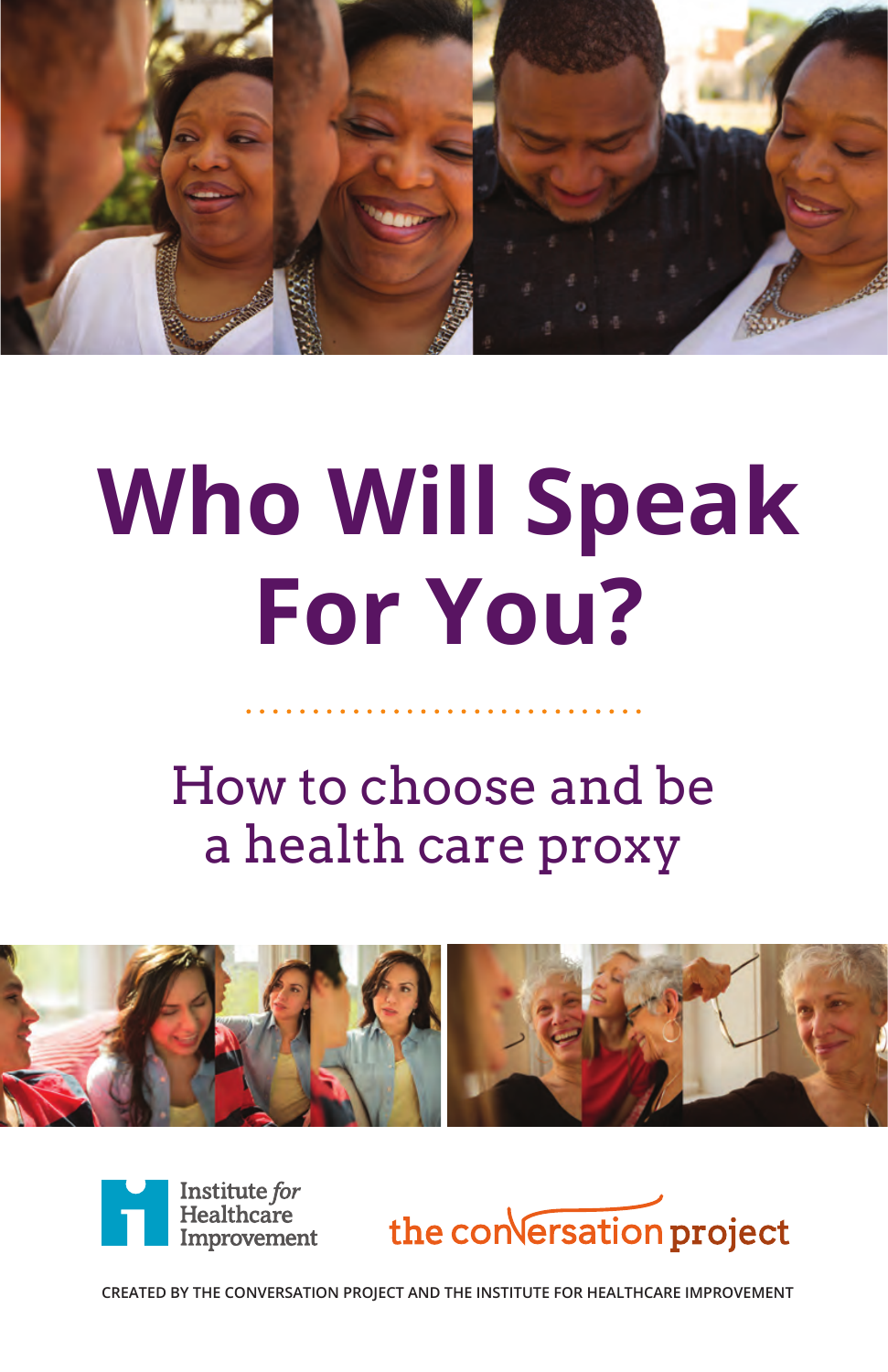# Who Will Speak For You?

## How to choose and be a health care proxy

Institute *for* Healthcare Improvement

the conversation project

CREATED BY THE CONVERSATION PROJECT AND THE INSTITUTE FOR HEALTHCARE IMPROVEMENT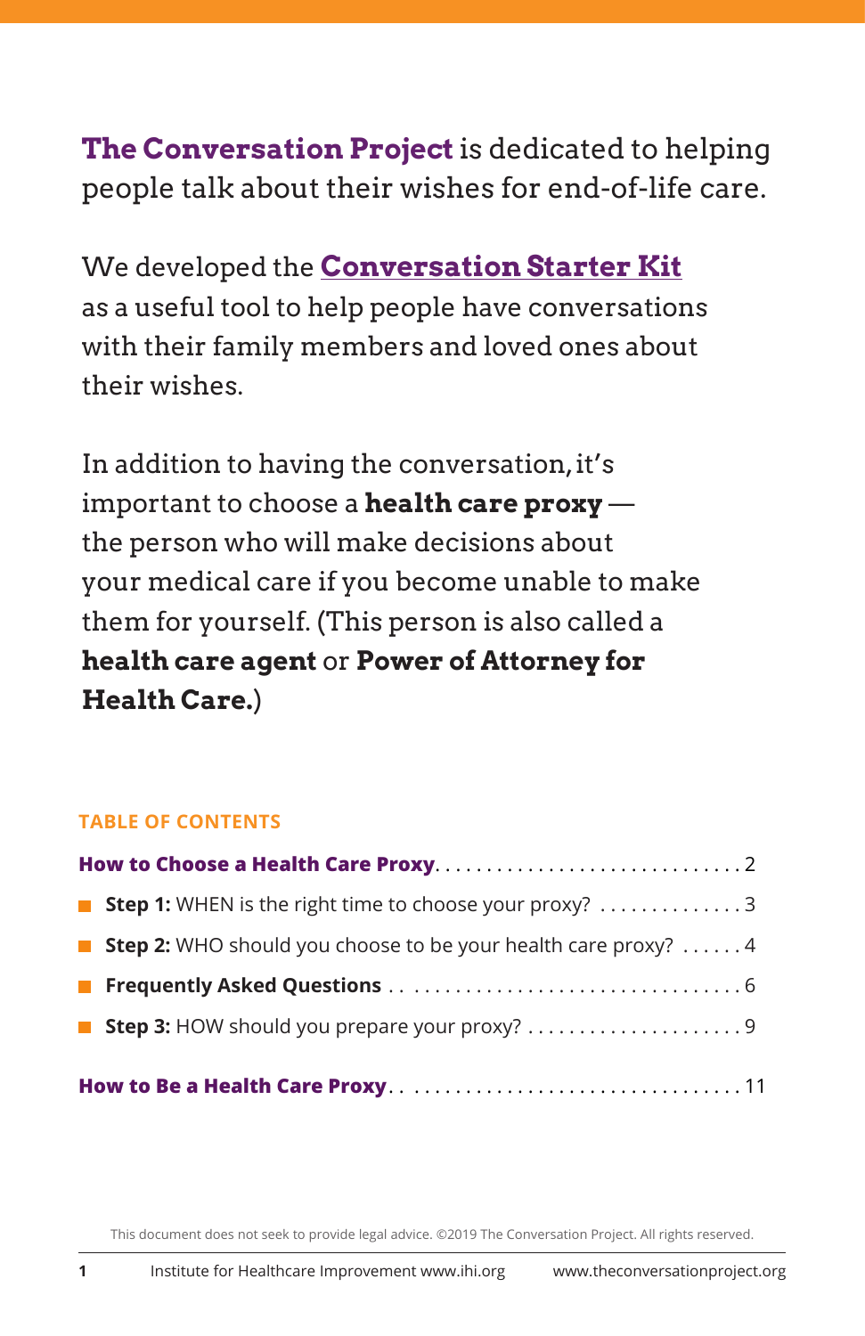**The Conversation Project** is dedicated to helping people talk about their wishes for end-of-life care.

We developed the **Conversation Starter Kit** as a useful tool to help people have conversations with their family members and loved ones about their wishes.

In addition to having the conversation, it's important to choose a **health care proxy** — the person who will make decisions about your medical care if you become unable to make them for yourself. (This person is also called a **health care agent** or **Power of Attorney for Health Care.**)

## TABLE OF CONTENTS

**How to Choose a Health Care Proxy** . . . . . . . . . . . . . . . . . . . . . . . . . . . . . 2

- **Step 1:** WHEN is the right time to choose your proxy? . . . . . . . . . . . . . . 3
- **Step 2:** WHO should you choose to be your health care proxy? . . . . . . 4
- **Frequently Asked Questions** . . . . . . . . . . . . . . . . . . . . . . . . . . . . . . . . . 6
- **Step 3:** HOW should you prepare your proxy? . . . . . . . . . . . . . . . . . . . . . 9

**How to Be a Health Care Proxy** . . . . . . . . . . . . . . . . . . . . . . . . . . . . . . . . . 11

This document does not seek to provide legal advice. ©2019 The Conversation Project. All rights reserved.

Institute for Healthcare Improvement www.ihi.org www.theconversationproject.org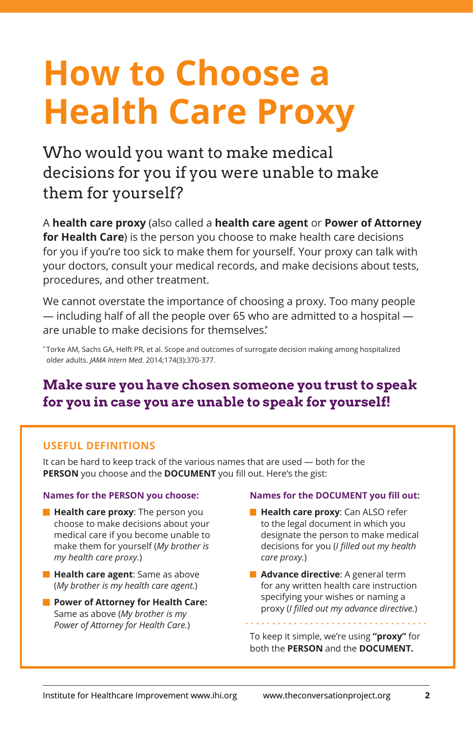# How to Choose a Health Care Proxy

## Who would you want to make medical decisions for you if you were unable to make them for yourself?

A **health care proxy** (also called a **health care agent** or **Power of Attorney for Health Care**) is the person you choose to make health care decisions for you if you're too sick to make them for yourself. Your proxy can talk with your doctors, consult your medical records, and make decisions about tests, procedures, and other treatment.

We cannot overstate the importance of choosing a proxy. Too many people — including half of all the people over 65 who are admitted to a hospital — are unable to make decisions for themselves.*

\* Torke AM, Sachs GA, Helft PR, et al. Scope and outcomes of surrogate decision making among hospitalized older adults. *JAMA Intern Med*. 2014;174(3):370-377.

### Make sure you have chosen someone you trust to speak for you in case you are unable to speak for yourself!

#### USEFUL DEFINITIONS

It can be hard to keep track of the various names that are used — both for the **PERSON** you choose and the **DOCUMENT** you fill out. Here's the gist:

**Names for the PERSON you choose:**

- **Health care proxy**: The person you choose to make decisions about your medical care if you become unable to make them for yourself (*My brother is my health care proxy.*)
- **Health care agent**: Same as above (*My brother is my health care agent.*)
- **Power of Attorney for Health Care:** Same as above (*My brother is my Power of Attorney for Health Care.*)

**Names for the DOCUMENT you fill out:**

- **Health care proxy**: Can ALSO refer to the legal document in which you designate the person to make medical decisions for you (*I filled out my health care proxy.*)
- **Advance directive**: A general term for any written health care instruction specifying your wishes or naming a proxy (*I filled out my advance directive.*)

To keep it simple, we're using **"proxy"** for both the **PERSON** and the **DOCUMENT.**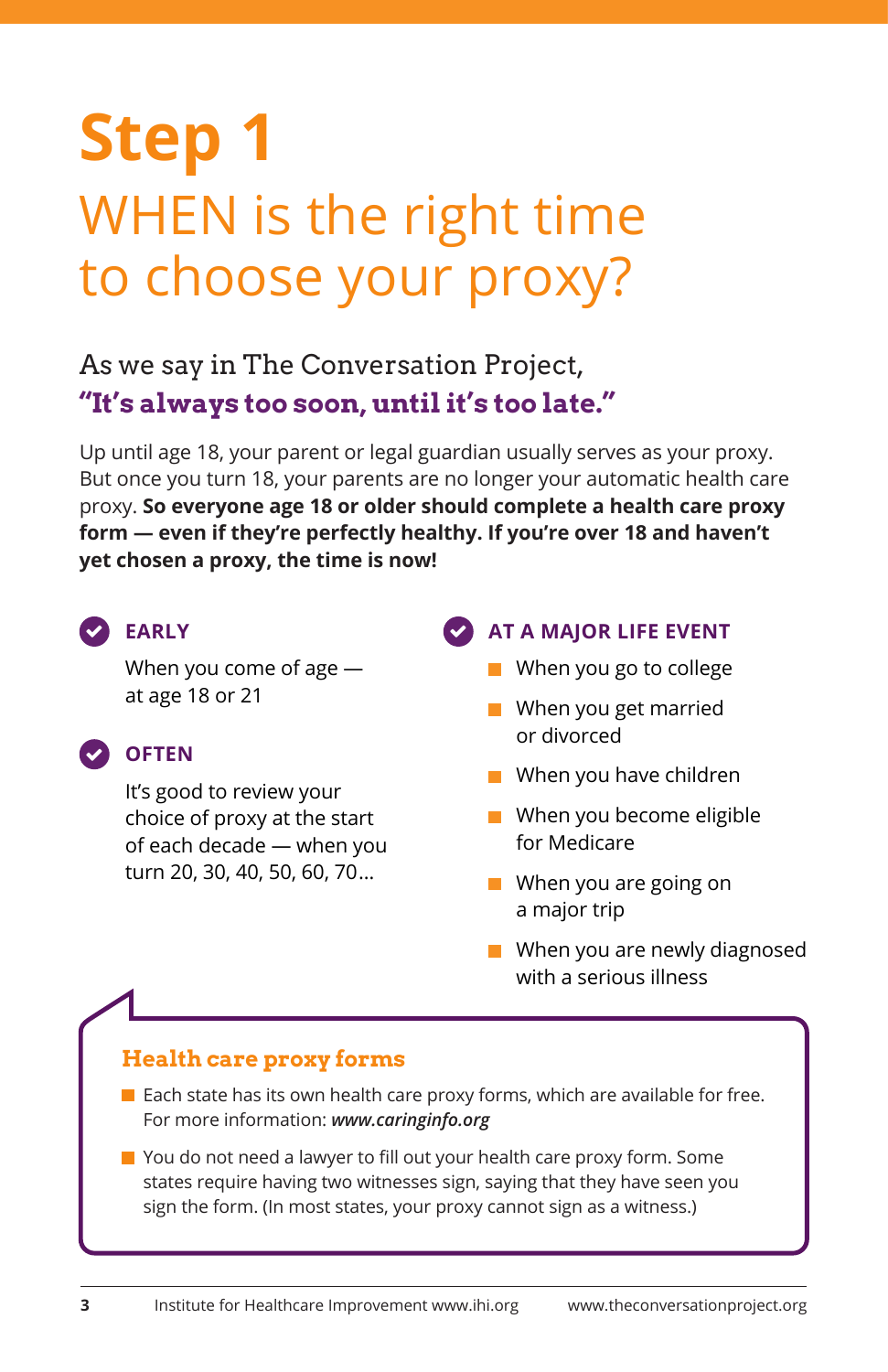# Step 1

## WHEN is the right time to choose your proxy?

As we say in The Conversation Project,
**"It's always too soon, until it's too late."**

Up until age 18, your parent or legal guardian usually serves as your proxy. But once you turn 18, your parents are no longer your automatic health care proxy. **So everyone age 18 or older should complete a health care proxy form — even if they're perfectly healthy. If you're over 18 and haven't yet chosen a proxy, the time is now!**

### EARLY

When you come of age — at age 18 or 21

### OFTEN

It's good to review your choice of proxy at the start of each decade — when you turn 20, 30, 40, 50, 60, 70…

### AT A MAJOR LIFE EVENT

- When you go to college
- When you get married or divorced
- When you have children
- When you become eligible for Medicare
- When you are going on a major trip
- When you are newly diagnosed with a serious illness

### Health care proxy forms

- Each state has its own health care proxy forms, which are available for free. For more information: ***www.caringinfo.org***
- You do not need a lawyer to fill out your health care proxy form. Some states require having two witnesses sign, saying that they have seen you sign the form. (In most states, your proxy cannot sign as a witness.)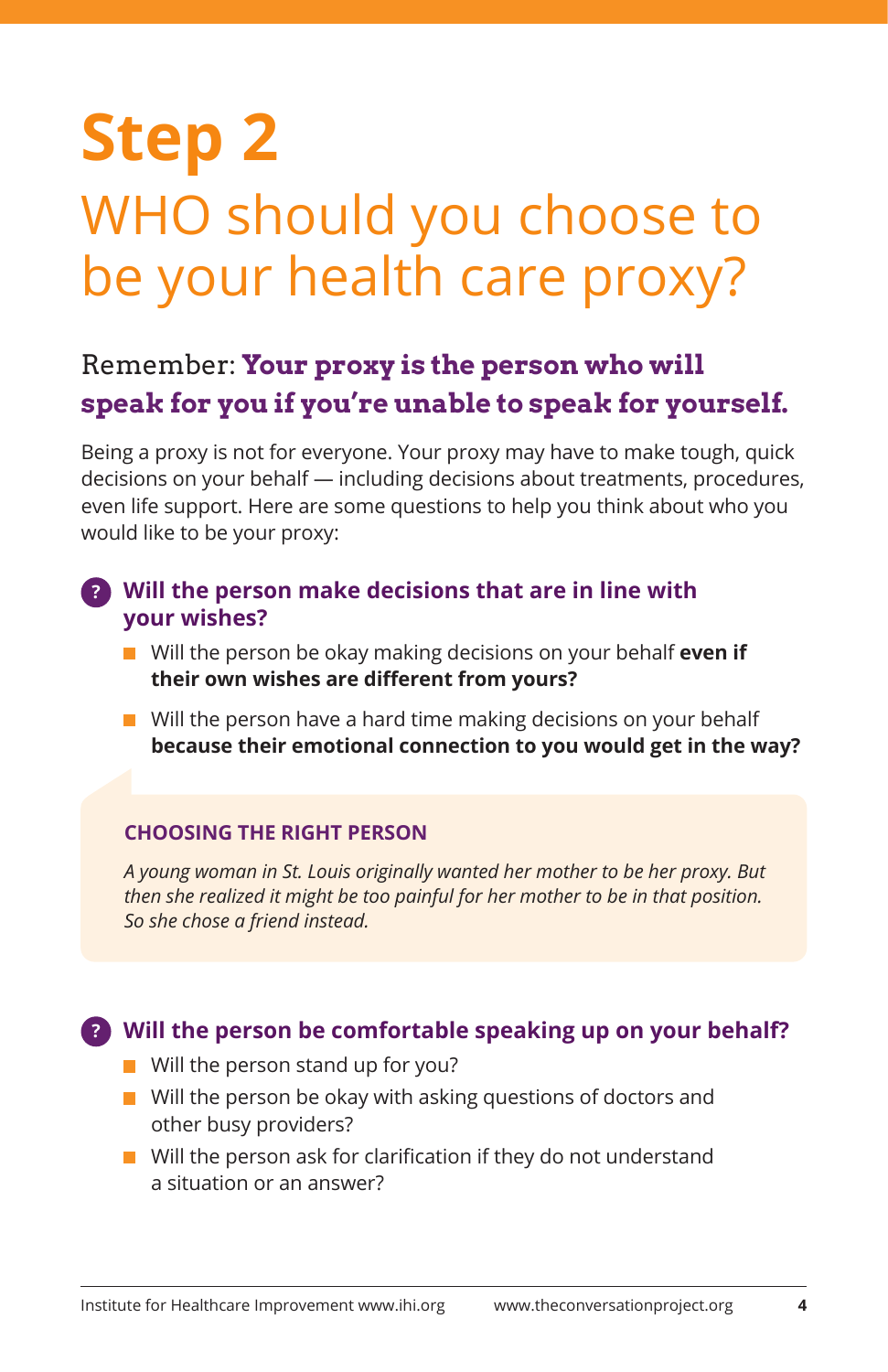# Step 2

## WHO should you choose to be your health care proxy?

Remember: **Your proxy is the person who will speak for you if you're unable to speak for yourself.**

Being a proxy is not for everyone. Your proxy may have to make tough, quick decisions on your behalf — including decisions about treatments, procedures, even life support. Here are some questions to help you think about who you would like to be your proxy:

### Will the person make decisions that are in line with your wishes?

- Will the person be okay making decisions on your behalf **even if their own wishes are different from yours?**
- Will the person have a hard time making decisions on your behalf **because their emotional connection to you would get in the way?**

**CHOOSING THE RIGHT PERSON**

*A young woman in St. Louis originally wanted her mother to be her proxy. But then she realized it might be too painful for her mother to be in that position. So she chose a friend instead.*

### Will the person be comfortable speaking up on your behalf?

- Will the person stand up for you?
- Will the person be okay with asking questions of doctors and other busy providers?
- Will the person ask for clarification if they do not understand a situation or an answer?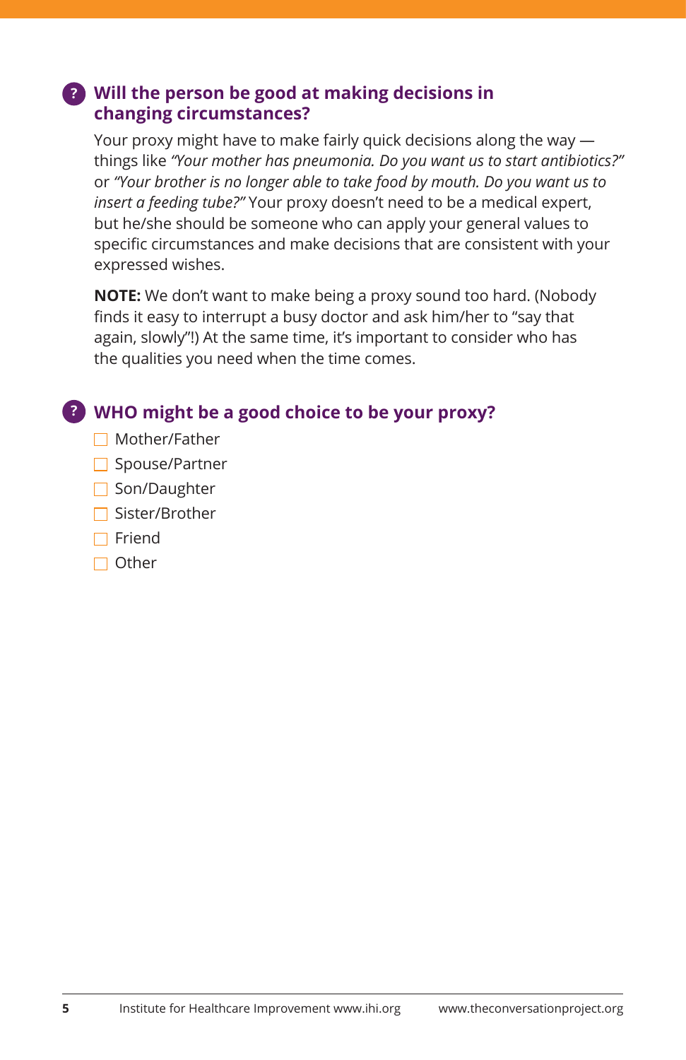## Will the person be good at making decisions in changing circumstances?

Your proxy might have to make fairly quick decisions along the way — things like *"Your mother has pneumonia. Do you want us to start antibiotics?"* or *"Your brother is no longer able to take food by mouth. Do you want us to insert a feeding tube?"* Your proxy doesn't need to be a medical expert, but he/she should be someone who can apply your general values to specific circumstances and make decisions that are consistent with your expressed wishes.

**NOTE:** We don't want to make being a proxy sound too hard. (Nobody finds it easy to interrupt a busy doctor and ask him/her to "say that again, slowly"!) At the same time, it's important to consider who has the qualities you need when the time comes.

## WHO might be a good choice to be your proxy?

- ☐ Mother/Father
- ☐ Spouse/Partner
- ☐ Son/Daughter
- ☐ Sister/Brother
- ☐ Friend
- ☐ Other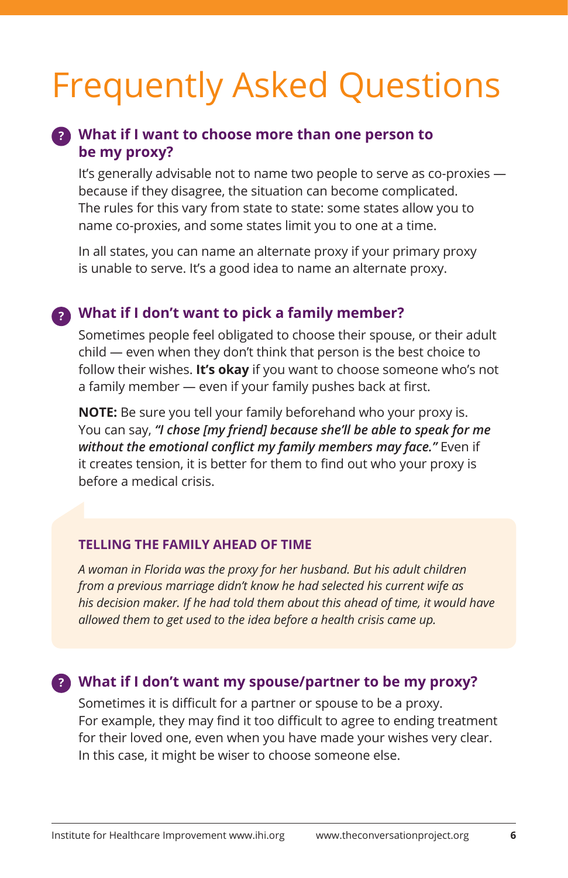# Frequently Asked Questions

## What if I want to choose more than one person to be my proxy?

It's generally advisable not to name two people to serve as co-proxies — because if they disagree, the situation can become complicated. The rules for this vary from state to state: some states allow you to name co-proxies, and some states limit you to one at a time.

In all states, you can name an alternate proxy if your primary proxy is unable to serve. It's a good idea to name an alternate proxy.

## What if I don't want to pick a family member?

Sometimes people feel obligated to choose their spouse, or their adult child — even when they don't think that person is the best choice to follow their wishes. **It's okay** if you want to choose someone who's not a family member — even if your family pushes back at first.

**NOTE:** Be sure you tell your family beforehand who your proxy is. You can say, ***"I chose [my friend] because she'll be able to speak for me without the emotional conflict my family members may face."*** Even if it creates tension, it is better for them to find out who your proxy is before a medical crisis.

### TELLING THE FAMILY AHEAD OF TIME

*A woman in Florida was the proxy for her husband. But his adult children from a previous marriage didn't know he had selected his current wife as his decision maker. If he had told them about this ahead of time, it would have allowed them to get used to the idea before a health crisis came up.*

## What if I don't want my spouse/partner to be my proxy?

Sometimes it is difficult for a partner or spouse to be a proxy. For example, they may find it too difficult to agree to ending treatment for their loved one, even when you have made your wishes very clear. In this case, it might be wiser to choose someone else.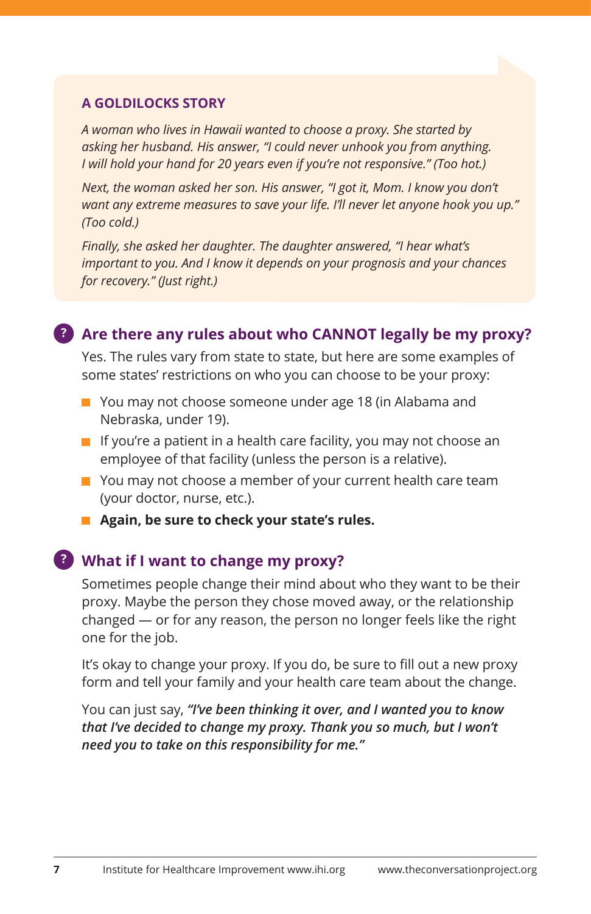### A GOLDILOCKS STORY

*A woman who lives in Hawaii wanted to choose a proxy. She started by asking her husband. His answer, "I could never unhook you from anything. I will hold your hand for 20 years even if you're not responsive." (Too hot.)*

*Next, the woman asked her son. His answer, "I got it, Mom. I know you don't want any extreme measures to save your life. I'll never let anyone hook you up." (Too cold.)*

*Finally, she asked her daughter. The daughter answered, "I hear what's important to you. And I know it depends on your prognosis and your chances for recovery." (Just right.)*

## Are there any rules about who CANNOT legally be my proxy?

Yes. The rules vary from state to state, but here are some examples of some states' restrictions on who you can choose to be your proxy:

- You may not choose someone under age 18 (in Alabama and Nebraska, under 19).
- If you're a patient in a health care facility, you may not choose an employee of that facility (unless the person is a relative).
- You may not choose a member of your current health care team (your doctor, nurse, etc.).
- **Again, be sure to check your state's rules.**

## What if I want to change my proxy?

Sometimes people change their mind about who they want to be their proxy. Maybe the person they chose moved away, or the relationship changed — or for any reason, the person no longer feels like the right one for the job.

It's okay to change your proxy. If you do, be sure to fill out a new proxy form and tell your family and your health care team about the change.

You can just say, ***"I've been thinking it over, and I wanted you to know that I've decided to change my proxy. Thank you so much, but I won't need you to take on this responsibility for me."***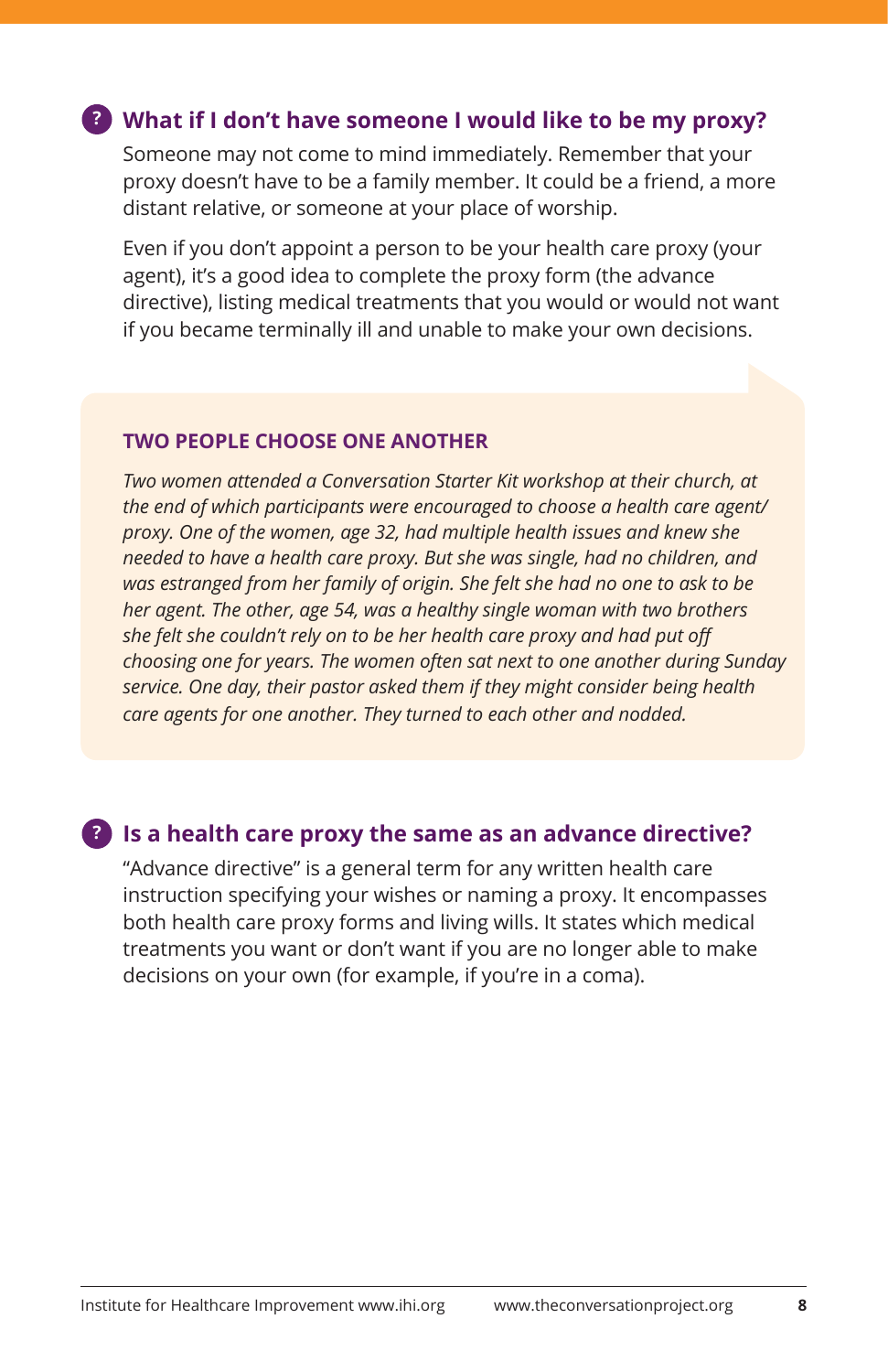## What if I don't have someone I would like to be my proxy?

Someone may not come to mind immediately. Remember that your proxy doesn't have to be a family member. It could be a friend, a more distant relative, or someone at your place of worship.

Even if you don't appoint a person to be your health care proxy (your agent), it's a good idea to complete the proxy form (the advance directive), listing medical treatments that you would or would not want if you became terminally ill and unable to make your own decisions.

### TWO PEOPLE CHOOSE ONE ANOTHER

*Two women attended a Conversation Starter Kit workshop at their church, at the end of which participants were encouraged to choose a health care agent/proxy. One of the women, age 32, had multiple health issues and knew she needed to have a health care proxy. But she was single, had no children, and was estranged from her family of origin. She felt she had no one to ask to be her agent. The other, age 54, was a healthy single woman with two brothers she felt she couldn't rely on to be her health care proxy and had put off choosing one for years. The women often sat next to one another during Sunday service. One day, their pastor asked them if they might consider being health care agents for one another. They turned to each other and nodded.*

## Is a health care proxy the same as an advance directive?

"Advance directive" is a general term for any written health care instruction specifying your wishes or naming a proxy. It encompasses both health care proxy forms and living wills. It states which medical treatments you want or don't want if you are no longer able to make decisions on your own (for example, if you're in a coma).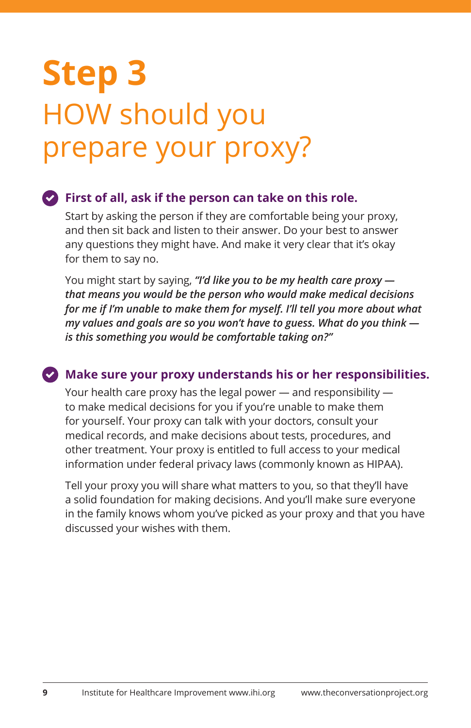# Step 3

## HOW should you prepare your proxy?

### First of all, ask if the person can take on this role.

Start by asking the person if they are comfortable being your proxy, and then sit back and listen to their answer. Do your best to answer any questions they might have. And make it very clear that it's okay for them to say no.

You might start by saying, ***"I'd like you to be my health care proxy — that means you would be the person who would make medical decisions for me if I'm unable to make them for myself. I'll tell you more about what my values and goals are so you won't have to guess. What do you think — is this something you would be comfortable taking on?"***

### Make sure your proxy understands his or her responsibilities.

Your health care proxy has the legal power — and responsibility — to make medical decisions for you if you're unable to make them for yourself. Your proxy can talk with your doctors, consult your medical records, and make decisions about tests, procedures, and other treatment. Your proxy is entitled to full access to your medical information under federal privacy laws (commonly known as HIPAA).

Tell your proxy you will share what matters to you, so that they'll have a solid foundation for making decisions. And you'll make sure everyone in the family knows whom you've picked as your proxy and that you have discussed your wishes with them.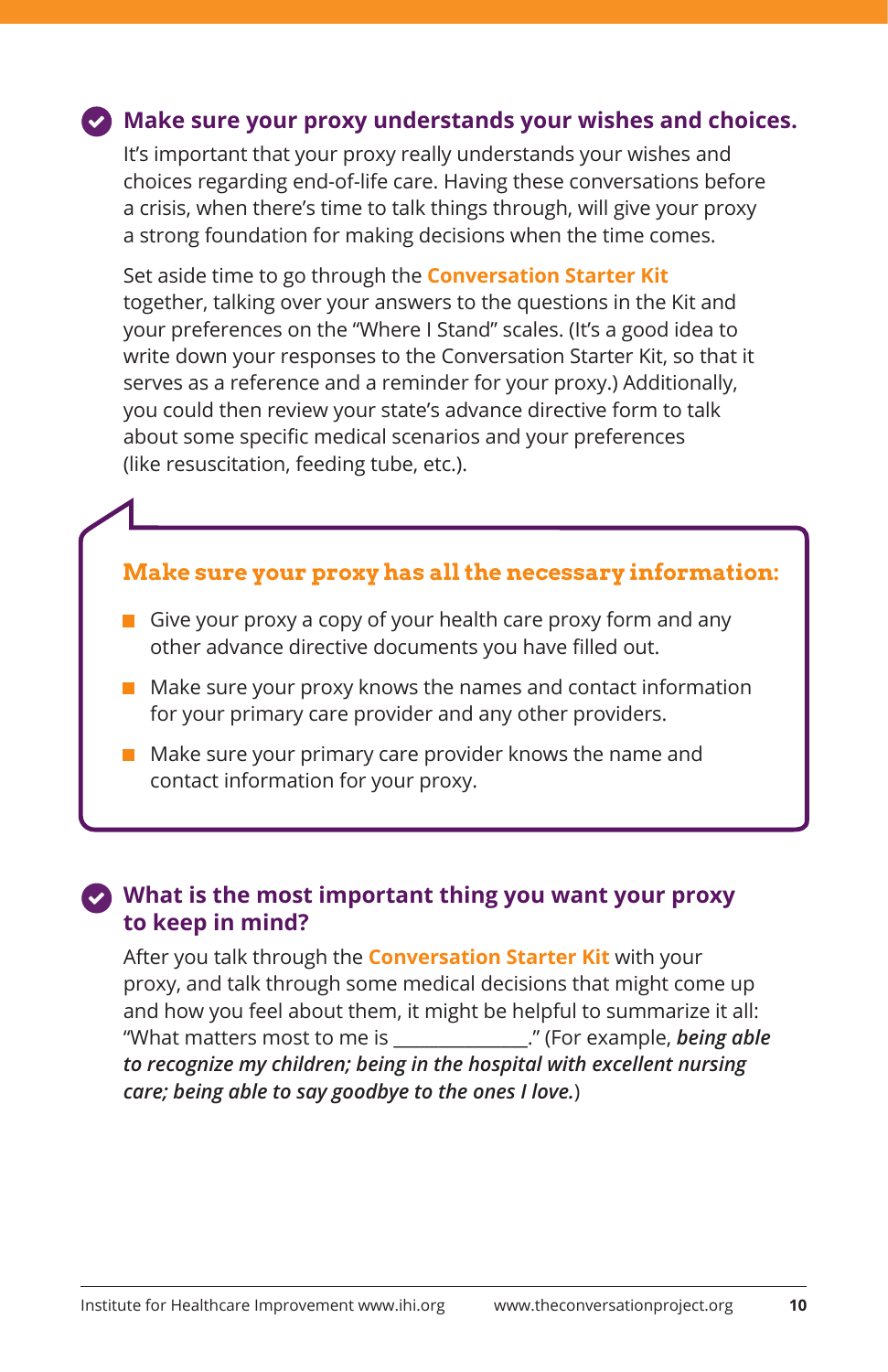## Make sure your proxy understands your wishes and choices.

It's important that your proxy really understands your wishes and choices regarding end-of-life care. Having these conversations before a crisis, when there's time to talk things through, will give your proxy a strong foundation for making decisions when the time comes.

Set aside time to go through the **Conversation Starter Kit** together, talking over your answers to the questions in the Kit and your preferences on the "Where I Stand" scales. (It's a good idea to write down your responses to the Conversation Starter Kit, so that it serves as a reference and a reminder for your proxy.) Additionally, you could then review your state's advance directive form to talk about some specific medical scenarios and your preferences (like resuscitation, feeding tube, etc.).

### Make sure your proxy has all the necessary information:

- Give your proxy a copy of your health care proxy form and any other advance directive documents you have filled out.
- Make sure your proxy knows the names and contact information for your primary care provider and any other providers.
- Make sure your primary care provider knows the name and contact information for your proxy.

## What is the most important thing you want your proxy to keep in mind?

After you talk through the **Conversation Starter Kit** with your proxy, and talk through some medical decisions that might come up and how you feel about them, it might be helpful to summarize it all: "What matters most to me is _____________." (For example, ***being able to recognize my children; being in the hospital with excellent nursing care; being able to say goodbye to the ones I love.***)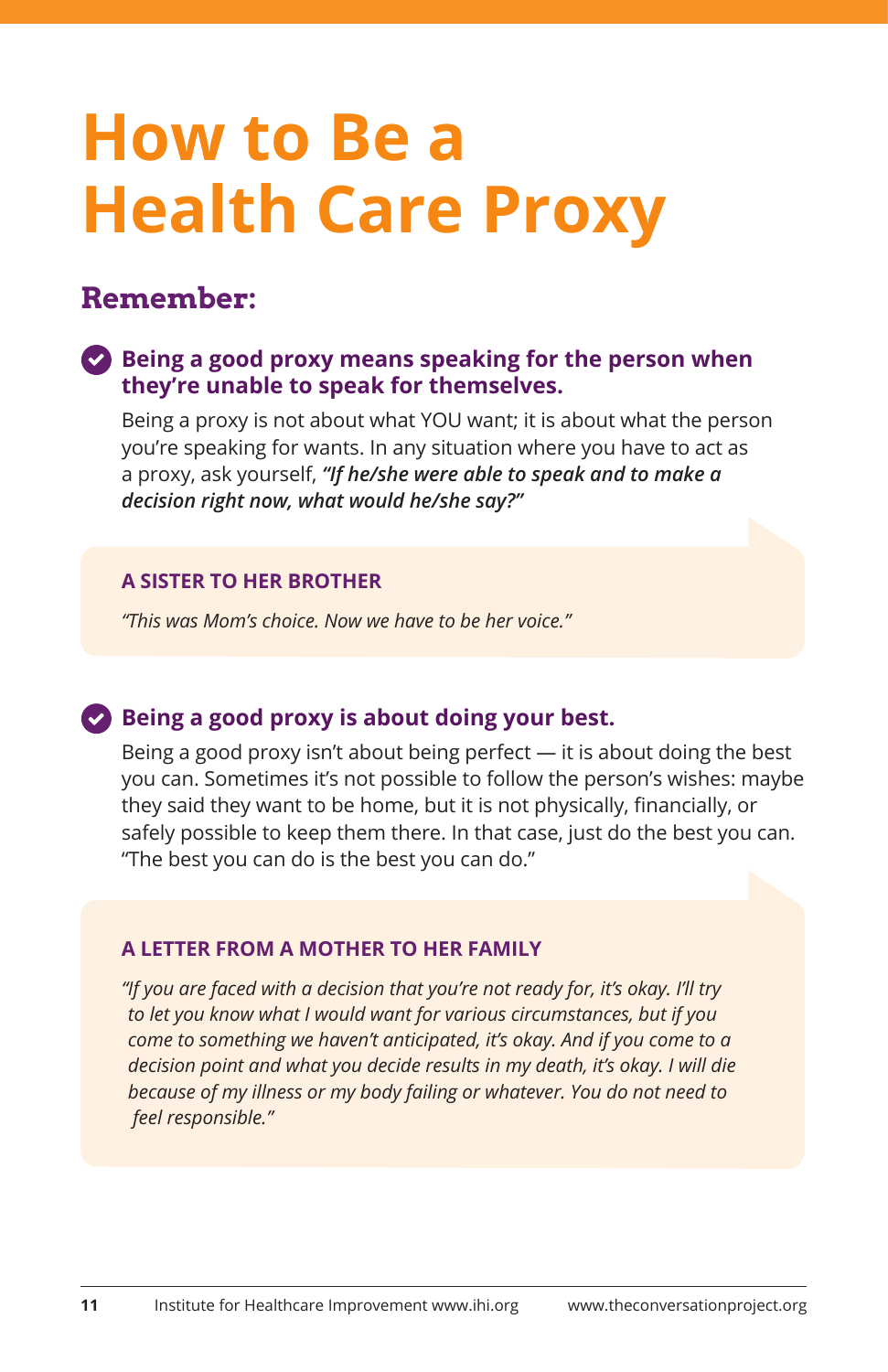# How to Be a Health Care Proxy

## Remember:

### Being a good proxy means speaking for the person when they're unable to speak for themselves.

Being a proxy is not about what YOU want; it is about what the person you're speaking for wants. In any situation where you have to act as a proxy, ask yourself, ***"If he/she were able to speak and to make a decision right now, what would he/she say?"***

**A SISTER TO HER BROTHER**

*"This was Mom's choice. Now we have to be her voice."*

### Being a good proxy is about doing your best.

Being a good proxy isn't about being perfect — it is about doing the best you can. Sometimes it's not possible to follow the person's wishes: maybe they said they want to be home, but it is not physically, financially, or safely possible to keep them there. In that case, just do the best you can. "The best you can do is the best you can do."

**A LETTER FROM A MOTHER TO HER FAMILY**

*"If you are faced with a decision that you're not ready for, it's okay. I'll try to let you know what I would want for various circumstances, but if you come to something we haven't anticipated, it's okay. And if you come to a decision point and what you decide results in my death, it's okay. I will die because of my illness or my body failing or whatever. You do not need to feel responsible."*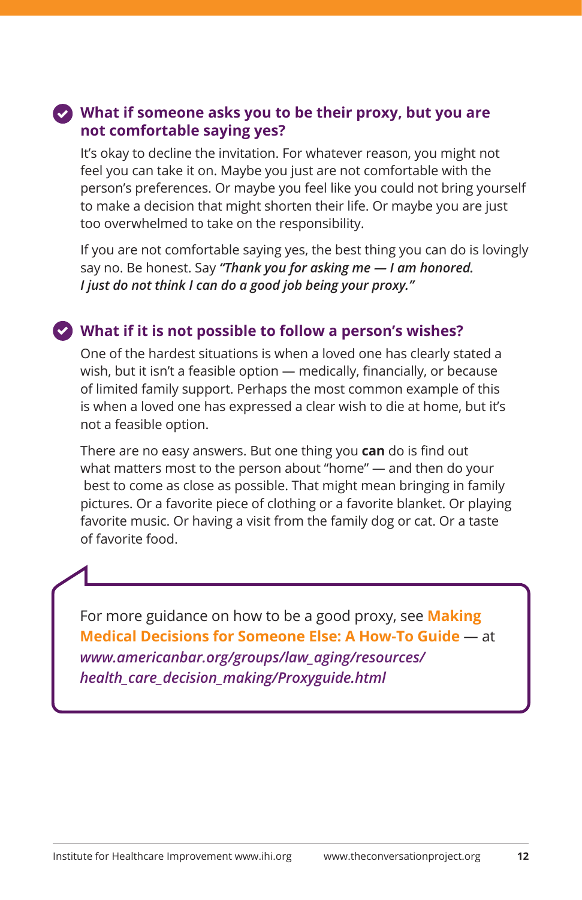### What if someone asks you to be their proxy, but you are not comfortable saying yes?

It's okay to decline the invitation. For whatever reason, you might not feel you can take it on. Maybe you just are not comfortable with the person's preferences. Or maybe you feel like you could not bring yourself to make a decision that might shorten their life. Or maybe you are just too overwhelmed to take on the responsibility.

If you are not comfortable saying yes, the best thing you can do is lovingly say no. Be honest. Say ***"Thank you for asking me — I am honored. I just do not think I can do a good job being your proxy."***

### What if it is not possible to follow a person's wishes?

One of the hardest situations is when a loved one has clearly stated a wish, but it isn't a feasible option — medically, financially, or because of limited family support. Perhaps the most common example of this is when a loved one has expressed a clear wish to die at home, but it's not a feasible option.

There are no easy answers. But one thing you **can** do is find out what matters most to the person about "home" — and then do your best to come as close as possible. That might mean bringing in family pictures. Or a favorite piece of clothing or a favorite blanket. Or playing favorite music. Or having a visit from the family dog or cat. Or a taste of favorite food.

> For more guidance on how to be a good proxy, see **Making Medical Decisions for Someone Else: A How-To Guide** — at ***www.americanbar.org/groups/law_aging/resources/health_care_decision_making/Proxyguide.html***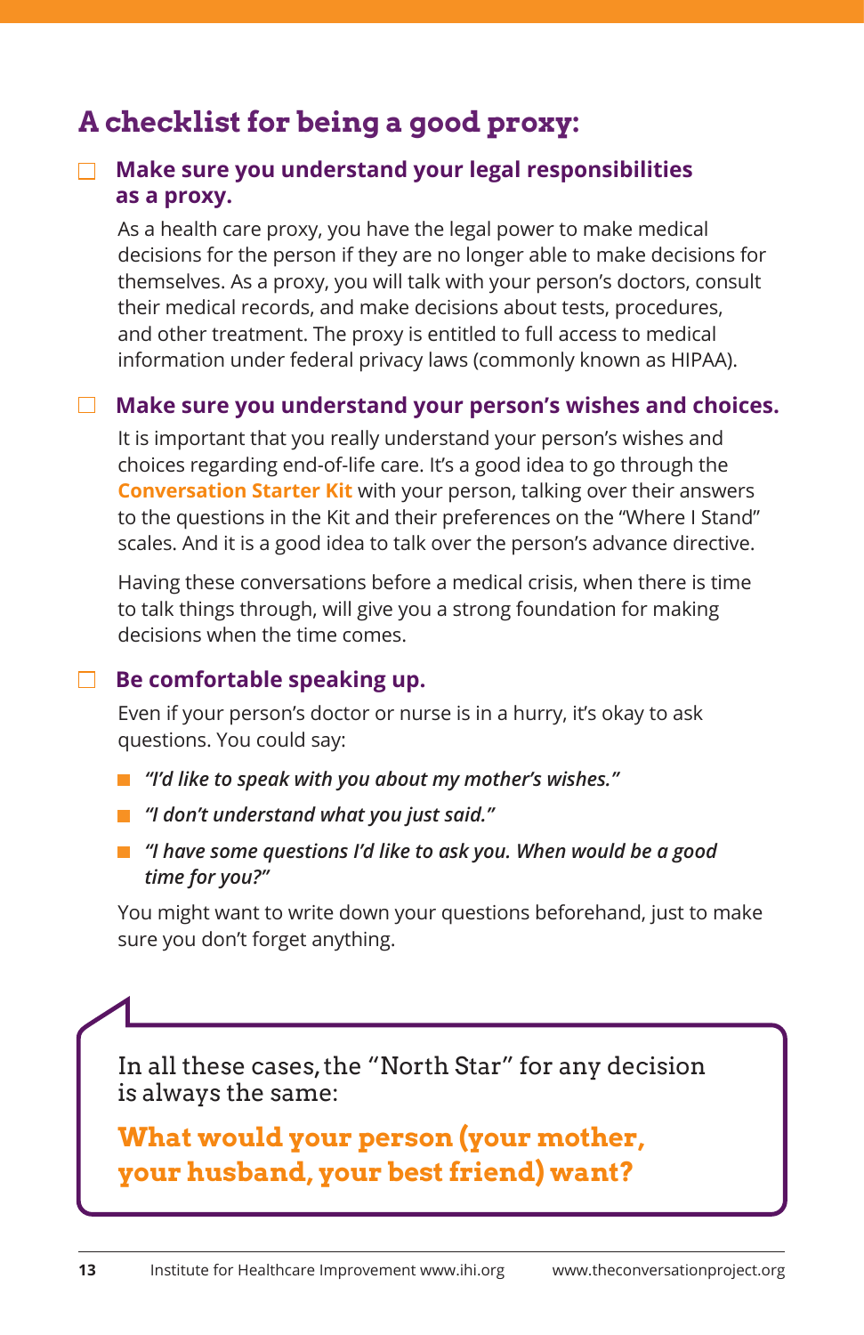# A checklist for being a good proxy:

- [ ] **Make sure you understand your legal responsibilities as a proxy.**

As a health care proxy, you have the legal power to make medical decisions for the person if they are no longer able to make decisions for themselves. As a proxy, you will talk with your person's doctors, consult their medical records, and make decisions about tests, procedures, and other treatment. The proxy is entitled to full access to medical information under federal privacy laws (commonly known as HIPAA).

- [ ] **Make sure you understand your person's wishes and choices.**

It is important that you really understand your person's wishes and choices regarding end-of-life care. It's a good idea to go through the **Conversation Starter Kit** with your person, talking over their answers to the questions in the Kit and their preferences on the "Where I Stand" scales. And it is a good idea to talk over the person's advance directive.

Having these conversations before a medical crisis, when there is time to talk things through, will give you a strong foundation for making decisions when the time comes.

- [ ] **Be comfortable speaking up.**

Even if your person's doctor or nurse is in a hurry, it's okay to ask questions. You could say:

- *"I'd like to speak with you about my mother's wishes."*
- *"I don't understand what you just said."*
- *"I have some questions I'd like to ask you. When would be a good time for you?"*

You might want to write down your questions beforehand, just to make sure you don't forget anything.

In all these cases, the "North Star" for any decision is always the same:

**What would your person (your mother, your husband, your best friend) want?**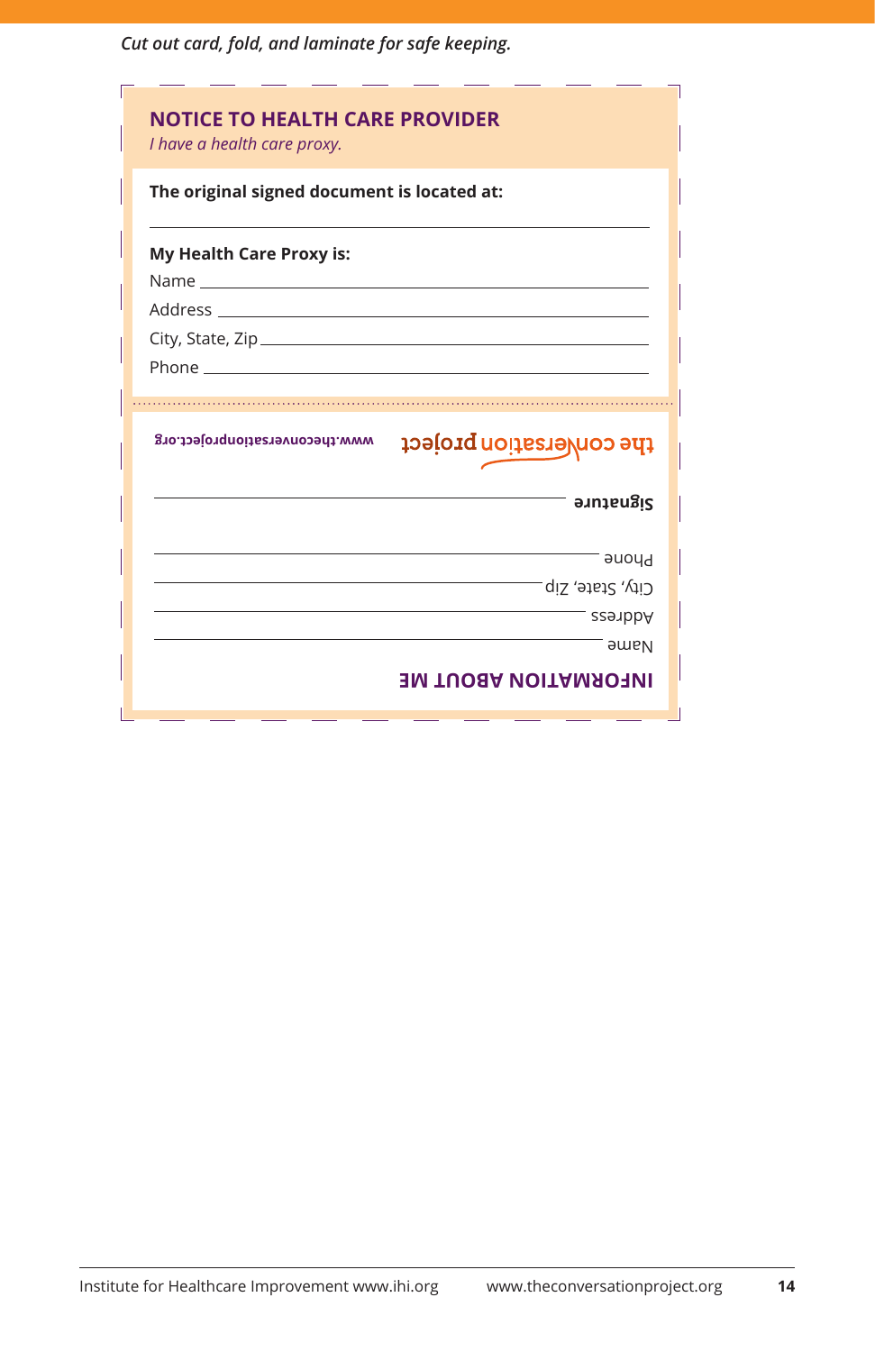*Cut out card, fold, and laminate for safe keeping.*

## NOTICE TO HEALTH CARE PROVIDER

*I have a health care proxy.*

**The original signed document is located at:**

\_\_\_\_\_\_\_\_\_\_\_\_\_\_\_\_\_\_\_\_\_\_\_\_\_\_\_\_\_\_\_\_\_\_\_\_\_\_\_\_

**My Health Care Proxy is:**

Name \_\_\_\_\_\_\_\_\_\_\_\_\_\_\_\_\_\_\_\_\_\_\_\_\_\_\_\_\_\_\_\_\_\_\_\_

Address \_\_\_\_\_\_\_\_\_\_\_\_\_\_\_\_\_\_\_\_\_\_\_\_\_\_\_\_\_\_\_\_\_\_

City, State, Zip \_\_\_\_\_\_\_\_\_\_\_\_\_\_\_\_\_\_\_\_\_\_\_\_\_\_\_\_

Phone \_\_\_\_\_\_\_\_\_\_\_\_\_\_\_\_\_\_\_\_\_\_\_\_\_\_\_\_\_\_\_\_\_\_\_\_

## INFORMATION ABOUT ME

Name \_\_\_\_\_\_\_\_\_\_\_\_\_\_\_\_\_\_\_\_\_\_\_\_\_\_\_\_\_\_\_\_\_\_\_\_

Address \_\_\_\_\_\_\_\_\_\_\_\_\_\_\_\_\_\_\_\_\_\_\_\_\_\_\_\_\_\_\_\_\_\_

City, State, Zip \_\_\_\_\_\_\_\_\_\_\_\_\_\_\_\_\_\_\_\_\_\_\_\_\_\_\_\_

Phone \_\_\_\_\_\_\_\_\_\_\_\_\_\_\_\_\_\_\_\_\_\_\_\_\_\_\_\_\_\_\_\_\_\_\_\_

**Signature** \_\_\_\_\_\_\_\_\_\_\_\_\_\_\_\_\_\_\_\_\_\_\_\_\_\_\_\_\_\_\_\_

the conversation project

www.theconversationproject.org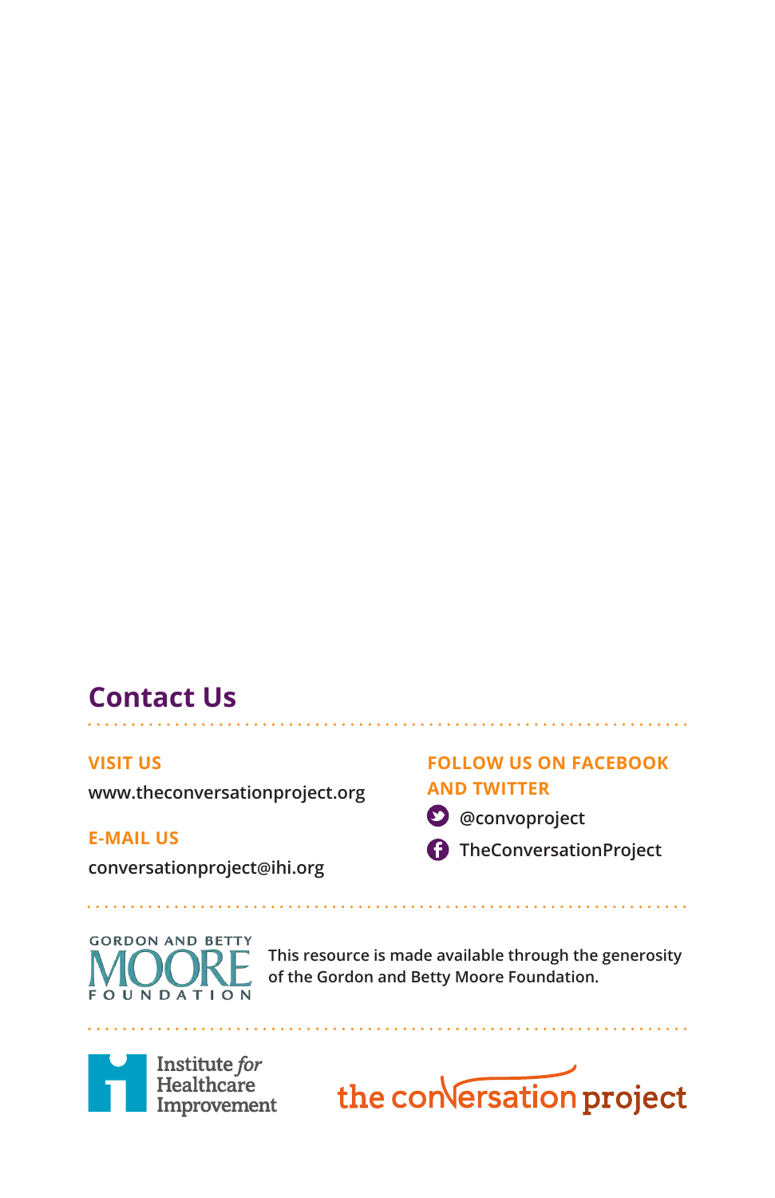## Contact Us

**VISIT US**

www.theconversationproject.org

**E-MAIL US**

conversationproject@ihi.org

**FOLLOW US ON FACEBOOK AND TWITTER**

@convoproject

TheConversationProject

GORDON AND BETTY MOORE FOUNDATION

This resource is made available through the generosity of the Gordon and Betty Moore Foundation.

Institute for Healthcare Improvement

the conversation project